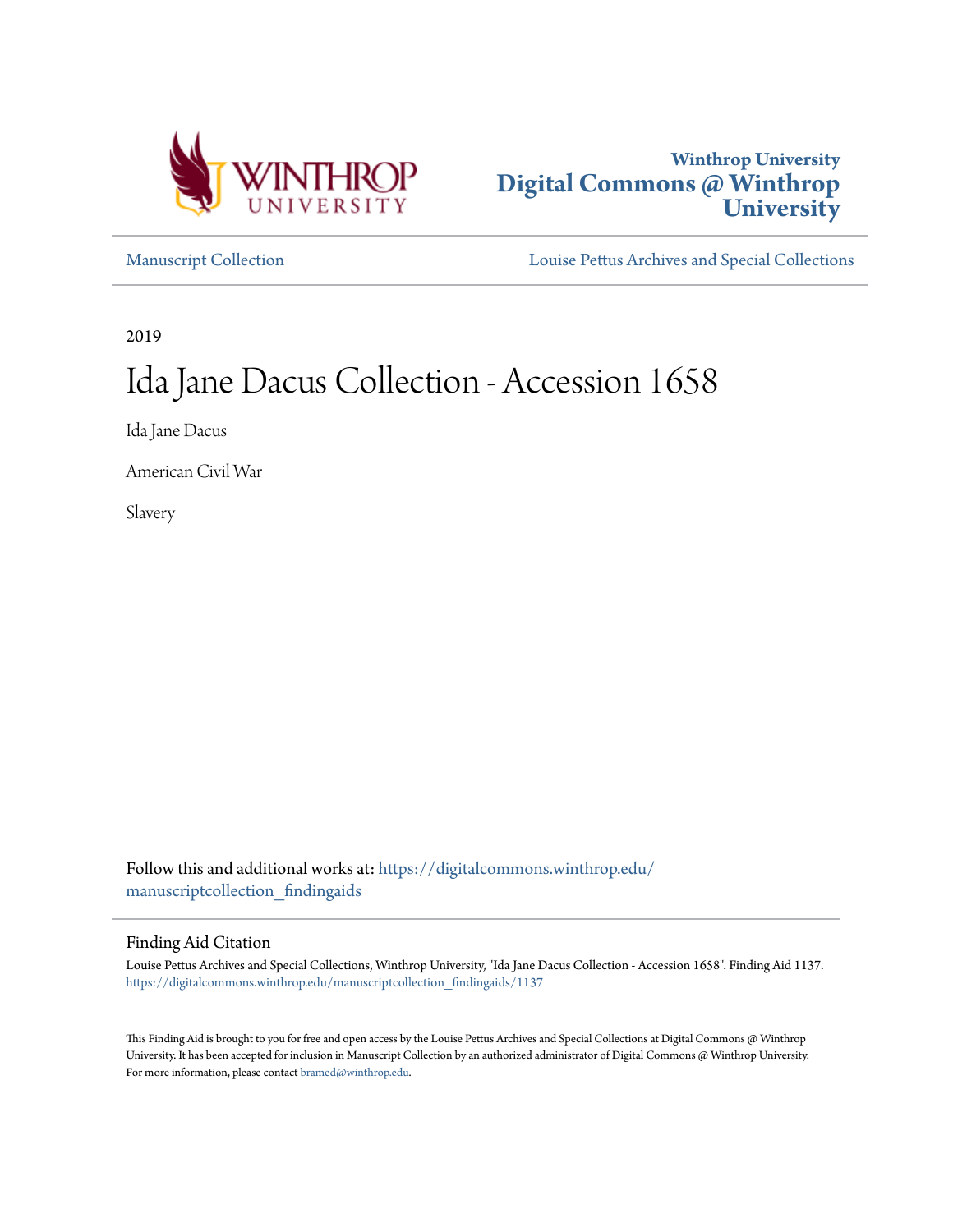Winthrop University
Digital Commons @ Winthrop University

Manuscript Collection | Louise Pettus Archives and Special Collections

2019

# Ida Jane Dacus Collection - Accession 1658

Ida Jane Dacus

American Civil War

Slavery

Follow this and additional works at: https://digitalcommons.winthrop.edu/manuscriptcollection_findingaids

## Finding Aid Citation

Louise Pettus Archives and Special Collections, Winthrop University, "Ida Jane Dacus Collection - Accession 1658". Finding Aid 1137.
https://digitalcommons.winthrop.edu/manuscriptcollection_findingaids/1137

This Finding Aid is brought to you for free and open access by the Louise Pettus Archives and Special Collections at Digital Commons @ Winthrop University. It has been accepted for inclusion in Manuscript Collection by an authorized administrator of Digital Commons @ Winthrop University. For more information, please contact bramed@winthrop.edu.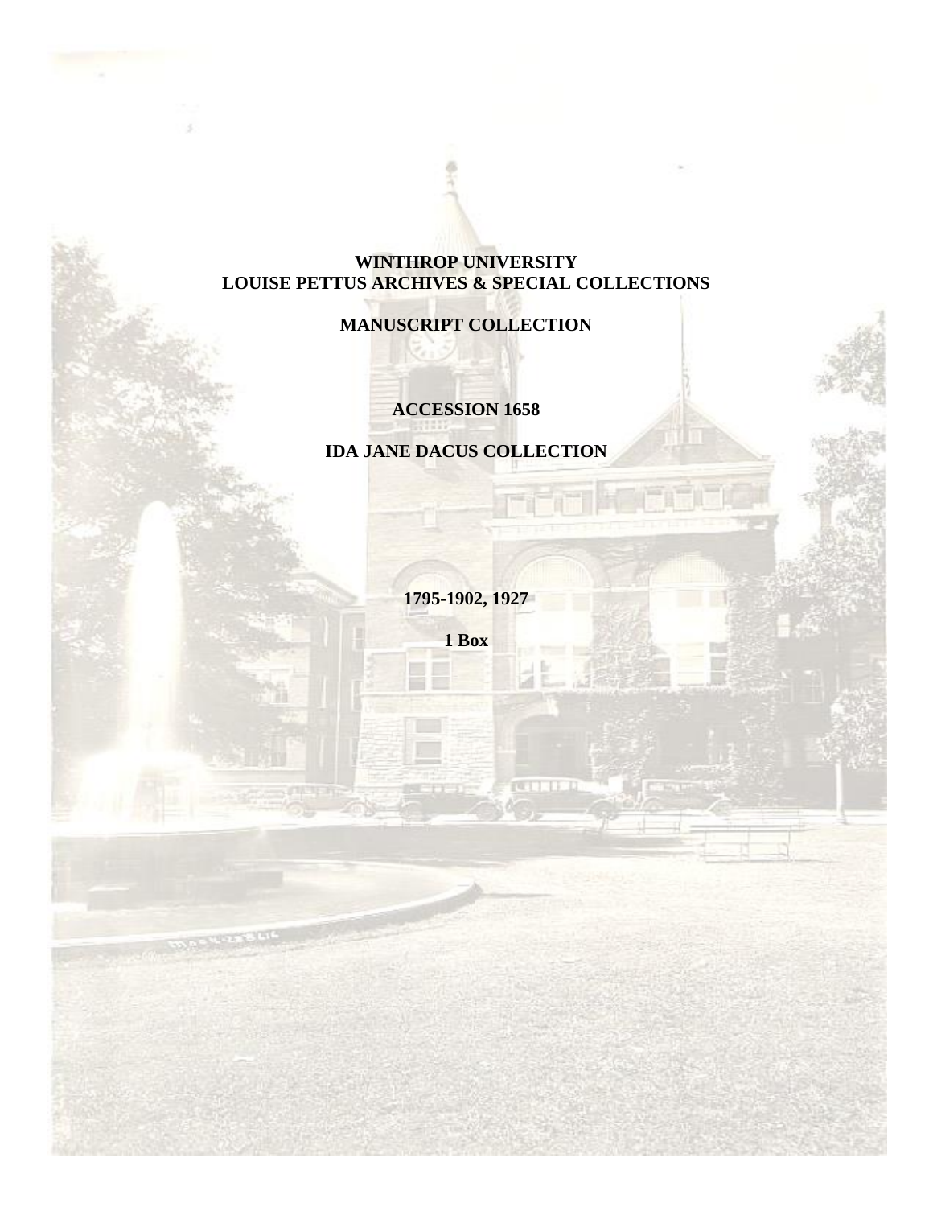**WINTHROP UNIVERSITY**
**LOUISE PETTUS ARCHIVES & SPECIAL COLLECTIONS**

**MANUSCRIPT COLLECTION**

**ACCESSION 1658**

**IDA JANE DACUS COLLECTION**

**1795-1902, 1927**

**1 Box**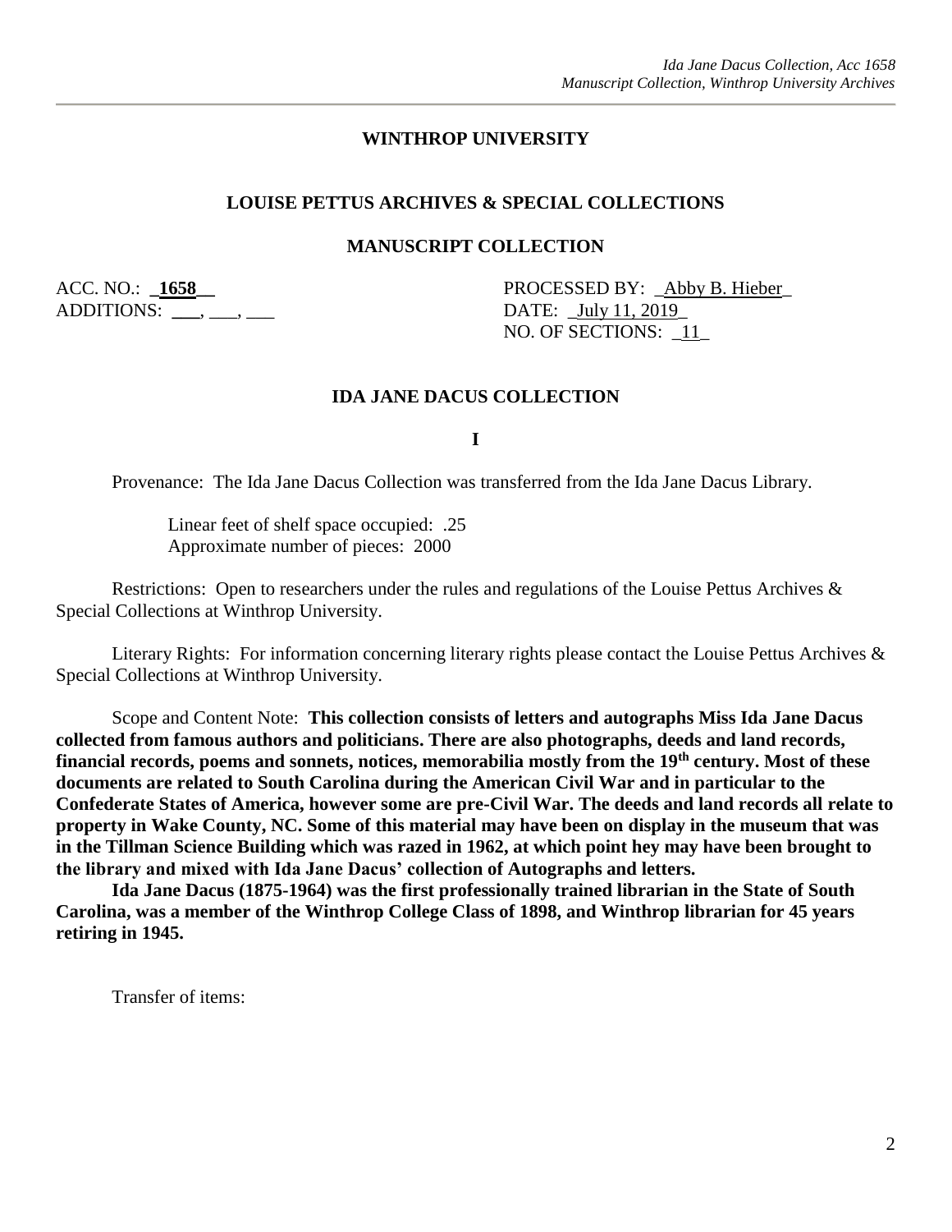# WINTHROP UNIVERSITY

## LOUISE PETTUS ARCHIVES & SPECIAL COLLECTIONS

## MANUSCRIPT COLLECTION

ACC. NO.: **1658**
ADDITIONS: ___, ___, ___

PROCESSED BY: Abby B. Hieber
DATE: July 11, 2019
NO. OF SECTIONS: 11

## IDA JANE DACUS COLLECTION

**I**

Provenance: The Ida Jane Dacus Collection was transferred from the Ida Jane Dacus Library.

Linear feet of shelf space occupied: .25
Approximate number of pieces: 2000

Restrictions: Open to researchers under the rules and regulations of the Louise Pettus Archives & Special Collections at Winthrop University.

Literary Rights: For information concerning literary rights please contact the Louise Pettus Archives & Special Collections at Winthrop University.

Scope and Content Note: **This collection consists of letters and autographs Miss Ida Jane Dacus collected from famous authors and politicians. There are also photographs, deeds and land records, financial records, poems and sonnets, notices, memorabilia mostly from the 19th century. Most of these documents are related to South Carolina during the American Civil War and in particular to the Confederate States of America, however some are pre-Civil War. The deeds and land records all relate to property in Wake County, NC. Some of this material may have been on display in the museum that was in the Tillman Science Building which was razed in 1962, at which point hey may have been brought to the library and mixed with Ida Jane Dacus' collection of Autographs and letters.**

**Ida Jane Dacus (1875-1964) was the first professionally trained librarian in the State of South Carolina, was a member of the Winthrop College Class of 1898, and Winthrop librarian for 45 years retiring in 1945.**

Transfer of items: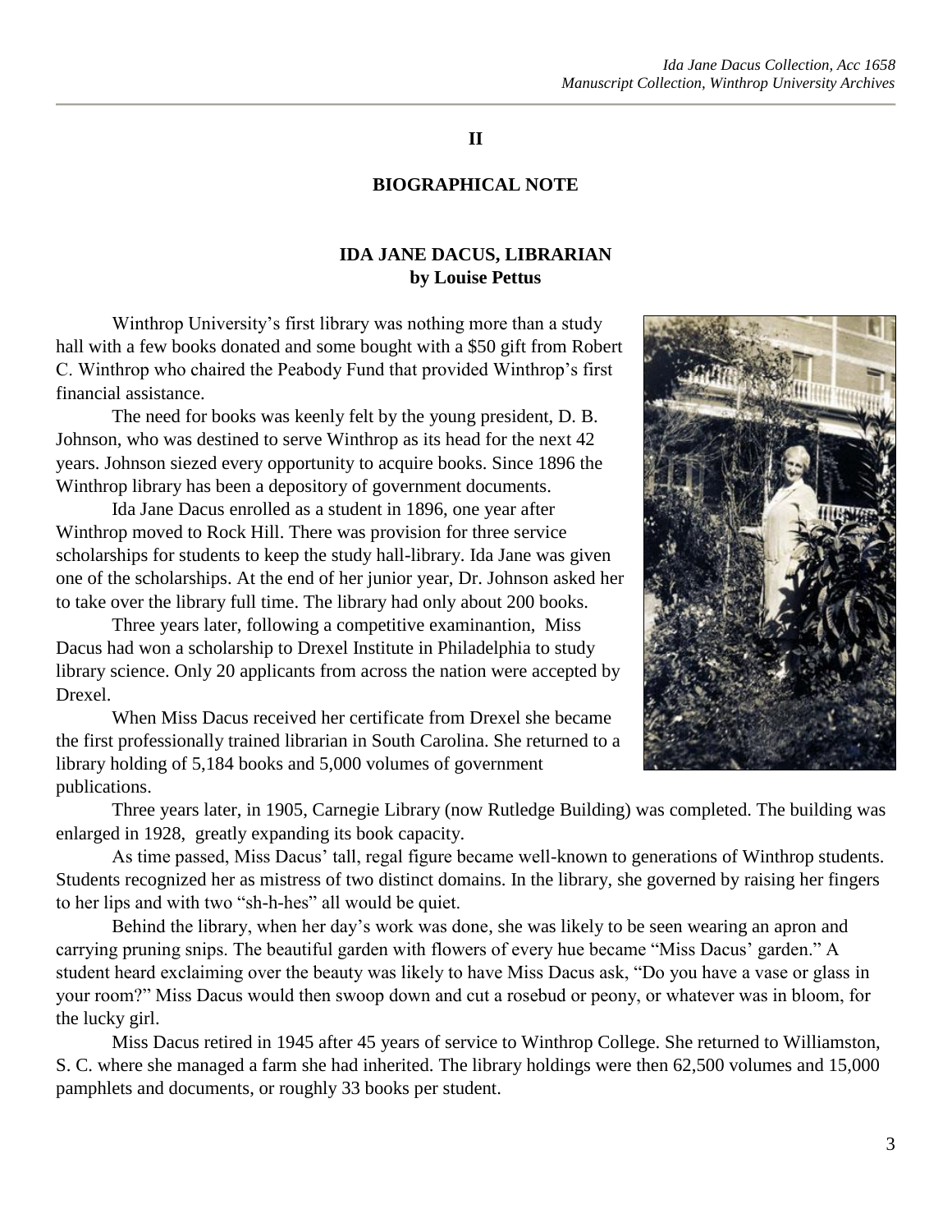## II

## BIOGRAPHICAL NOTE

### IDA JANE DACUS, LIBRARIAN
**by Louise Pettus**

Winthrop University's first library was nothing more than a study hall with a few books donated and some bought with a $50 gift from Robert C. Winthrop who chaired the Peabody Fund that provided Winthrop's first financial assistance.

The need for books was keenly felt by the young president, D. B. Johnson, who was destined to serve Winthrop as its head for the next 42 years. Johnson siezed every opportunity to acquire books. Since 1896 the Winthrop library has been a depository of government documents.

Ida Jane Dacus enrolled as a student in 1896, one year after Winthrop moved to Rock Hill. There was provision for three service scholarships for students to keep the study hall-library. Ida Jane was given one of the scholarships. At the end of her junior year, Dr. Johnson asked her to take over the library full time. The library had only about 200 books.

Three years later, following a competitive examinantion, Miss Dacus had won a scholarship to Drexel Institute in Philadelphia to study library science. Only 20 applicants from across the nation were accepted by Drexel.

When Miss Dacus received her certificate from Drexel she became the first professionally trained librarian in South Carolina. She returned to a library holding of 5,184 books and 5,000 volumes of government publications.

Three years later, in 1905, Carnegie Library (now Rutledge Building) was completed. The building was enlarged in 1928, greatly expanding its book capacity.

As time passed, Miss Dacus' tall, regal figure became well-known to generations of Winthrop students. Students recognized her as mistress of two distinct domains. In the library, she governed by raising her fingers to her lips and with two "sh-h-hes" all would be quiet.

Behind the library, when her day's work was done, she was likely to be seen wearing an apron and carrying pruning snips. The beautiful garden with flowers of every hue became "Miss Dacus' garden." A student heard exclaiming over the beauty was likely to have Miss Dacus ask, "Do you have a vase or glass in your room?" Miss Dacus would then swoop down and cut a rosebud or peony, or whatever was in bloom, for the lucky girl.

Miss Dacus retired in 1945 after 45 years of service to Winthrop College. She returned to Williamston, S. C. where she managed a farm she had inherited. The library holdings were then 62,500 volumes and 15,000 pamphlets and documents, or roughly 33 books per student.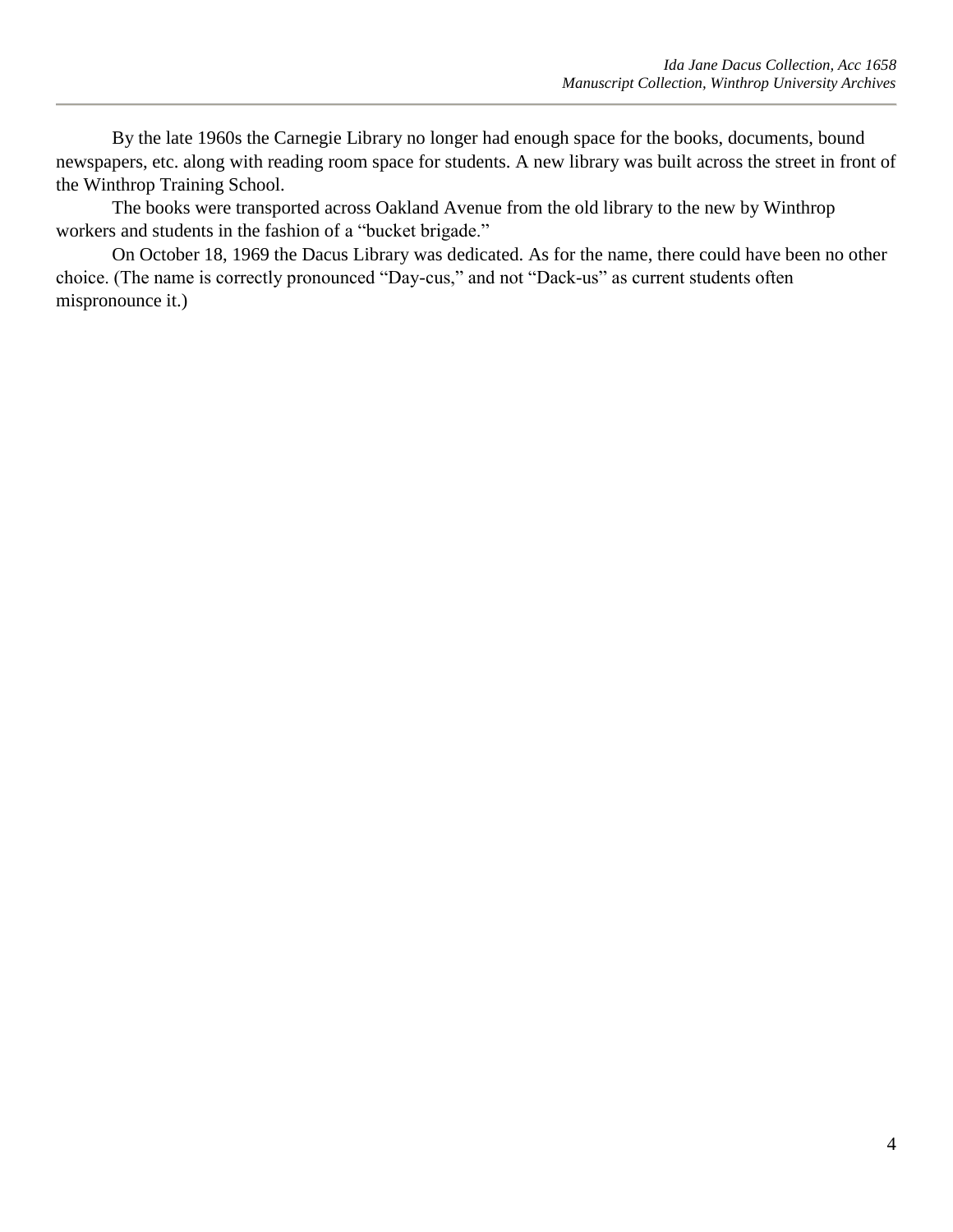By the late 1960s the Carnegie Library no longer had enough space for the books, documents, bound newspapers, etc. along with reading room space for students. A new library was built across the street in front of the Winthrop Training School.

The books were transported across Oakland Avenue from the old library to the new by Winthrop workers and students in the fashion of a "bucket brigade."

On October 18, 1969 the Dacus Library was dedicated. As for the name, there could have been no other choice. (The name is correctly pronounced "Day-cus," and not "Dack-us" as current students often mispronounce it.)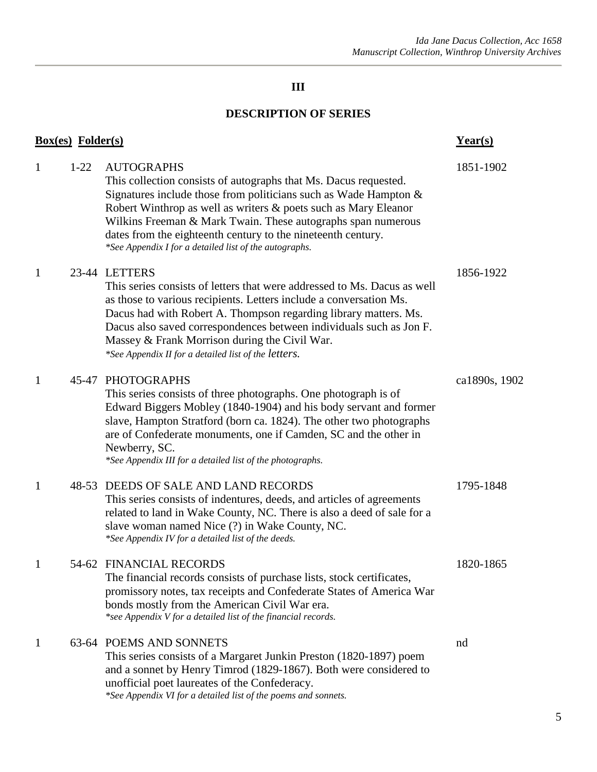## III

## DESCRIPTION OF SERIES

| Box(es) | Folder(s) | | Year(s) |
|---|---|---|---|
| 1 | 1-22 | AUTOGRAPHS<br>This collection consists of autographs that Ms. Dacus requested. Signatures include those from politicians such as Wade Hampton & Robert Winthrop as well as writers & poets such as Mary Eleanor Wilkins Freeman & Mark Twain. These autographs span numerous dates from the eighteenth century to the nineteenth century.<br>*\*See Appendix I for a detailed list of the autographs.* | 1851-1902 |
| 1 | 23-44 | LETTERS<br>This series consists of letters that were addressed to Ms. Dacus as well as those to various recipients. Letters include a conversation Ms. Dacus had with Robert A. Thompson regarding library matters. Ms. Dacus also saved correspondences between individuals such as Jon F. Massey & Frank Morrison during the Civil War.<br>*\*See Appendix II for a detailed list of the letters.* | 1856-1922 |
| 1 | 45-47 | PHOTOGRAPHS<br>This series consists of three photographs. One photograph is of Edward Biggers Mobley (1840-1904) and his body servant and former slave, Hampton Stratford (born ca. 1824). The other two photographs are of Confederate monuments, one if Camden, SC and the other in Newberry, SC.<br>*\*See Appendix III for a detailed list of the photographs.* | ca1890s, 1902 |
| 1 | 48-53 | DEEDS OF SALE AND LAND RECORDS<br>This series consists of indentures, deeds, and articles of agreements related to land in Wake County, NC. There is also a deed of sale for a slave woman named Nice (?) in Wake County, NC.<br>*\*See Appendix IV for a detailed list of the deeds.* | 1795-1848 |
| 1 | 54-62 | FINANCIAL RECORDS<br>The financial records consists of purchase lists, stock certificates, promissory notes, tax receipts and Confederate States of America War bonds mostly from the American Civil War era.<br>*\*see Appendix V for a detailed list of the financial records.* | 1820-1865 |
| 1 | 63-64 | POEMS AND SONNETS<br>This series consists of a Margaret Junkin Preston (1820-1897) poem and a sonnet by Henry Timrod (1829-1867). Both were considered to unofficial poet laureates of the Confederacy.<br>*\*See Appendix VI for a detailed list of the poems and sonnets.* | nd |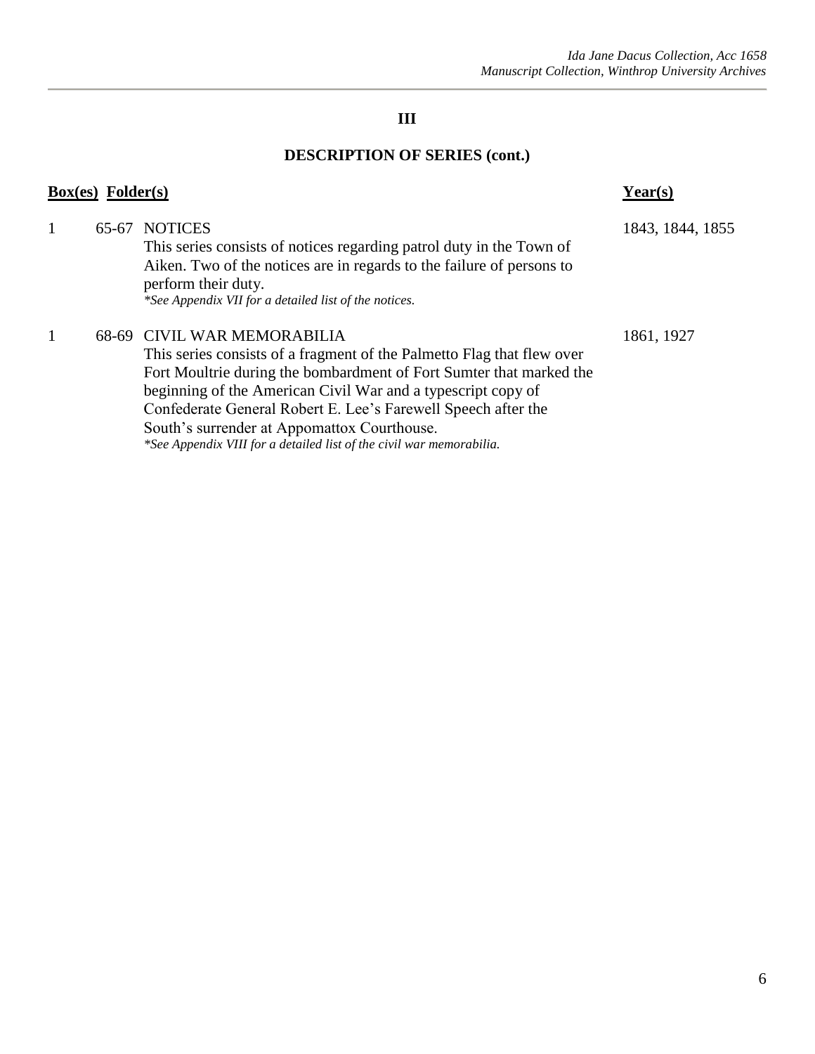## III

## DESCRIPTION OF SERIES (cont.)

| Box(es) | Folder(s) | | Year(s) |
|---|---|---|---|
| 1 | 65-67 | NOTICES<br>This series consists of notices regarding patrol duty in the Town of Aiken. Two of the notices are in regards to the failure of persons to perform their duty.<br>*\*See Appendix VII for a detailed list of the notices.* | 1843, 1844, 1855 |
| 1 | 68-69 | CIVIL WAR MEMORABILIA<br>This series consists of a fragment of the Palmetto Flag that flew over Fort Moultrie during the bombardment of Fort Sumter that marked the beginning of the American Civil War and a typescript copy of Confederate General Robert E. Lee's Farewell Speech after the South's surrender at Appomattox Courthouse.<br>*\*See Appendix VIII for a detailed list of the civil war memorabilia.* | 1861, 1927 |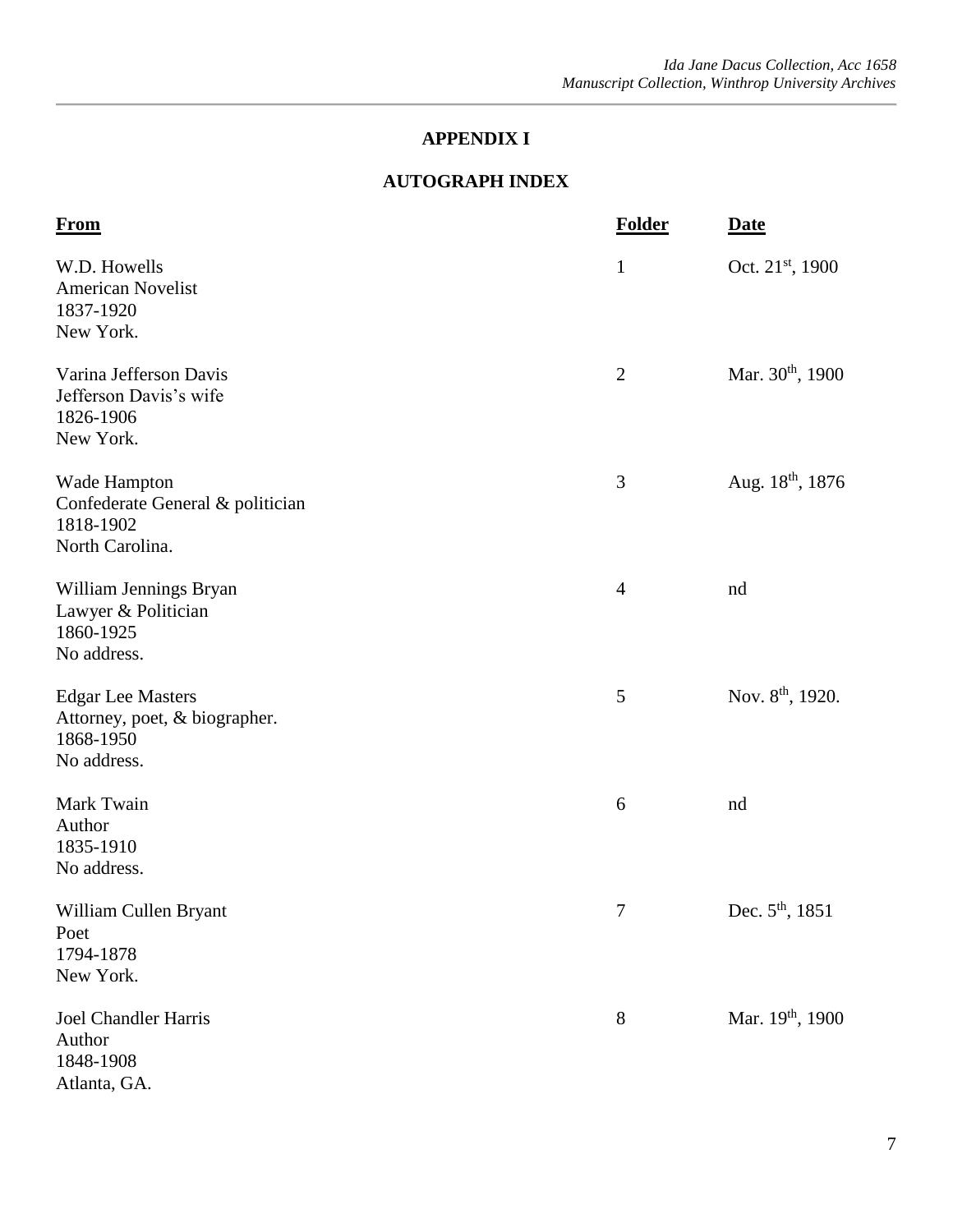## APPENDIX I

## AUTOGRAPH INDEX

| From | Folder | Date |
|---|---|---|
| W.D. Howells<br>American Novelist<br>1837-1920<br>New York. | 1 | Oct. 21st, 1900 |
| Varina Jefferson Davis<br>Jefferson Davis's wife<br>1826-1906<br>New York. | 2 | Mar. 30th, 1900 |
| Wade Hampton<br>Confederate General & politician<br>1818-1902<br>North Carolina. | 3 | Aug. 18th, 1876 |
| William Jennings Bryan<br>Lawyer & Politician<br>1860-1925<br>No address. | 4 | nd |
| Edgar Lee Masters<br>Attorney, poet, & biographer.<br>1868-1950<br>No address. | 5 | Nov. 8th, 1920. |
| Mark Twain<br>Author<br>1835-1910<br>No address. | 6 | nd |
| William Cullen Bryant<br>Poet<br>1794-1878<br>New York. | 7 | Dec. 5th, 1851 |
| Joel Chandler Harris<br>Author<br>1848-1908<br>Atlanta, GA. | 8 | Mar. 19th, 1900 |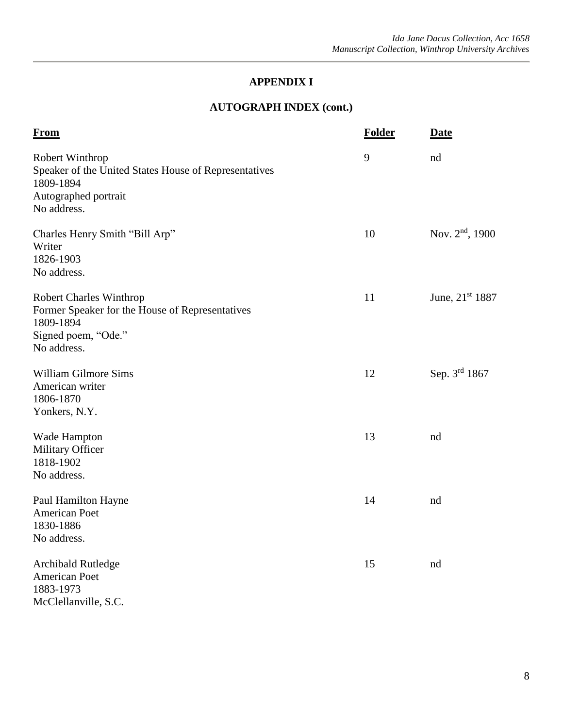## APPENDIX I

## AUTOGRAPH INDEX (cont.)

| From | Folder | Date |
|---|---|---|
| Robert Winthrop<br>Speaker of the United States House of Representatives<br>1809-1894<br>Autographed portrait<br>No address. | 9 | nd |
| Charles Henry Smith "Bill Arp"<br>Writer<br>1826-1903<br>No address. | 10 | Nov. 2nd, 1900 |
| Robert Charles Winthrop<br>Former Speaker for the House of Representatives<br>1809-1894<br>Signed poem, "Ode."<br>No address. | 11 | June, 21st 1887 |
| William Gilmore Sims<br>American writer<br>1806-1870<br>Yonkers, N.Y. | 12 | Sep. 3rd 1867 |
| Wade Hampton<br>Military Officer<br>1818-1902<br>No address. | 13 | nd |
| Paul Hamilton Hayne<br>American Poet<br>1830-1886<br>No address. | 14 | nd |
| Archibald Rutledge<br>American Poet<br>1883-1973<br>McClellanville, S.C. | 15 | nd |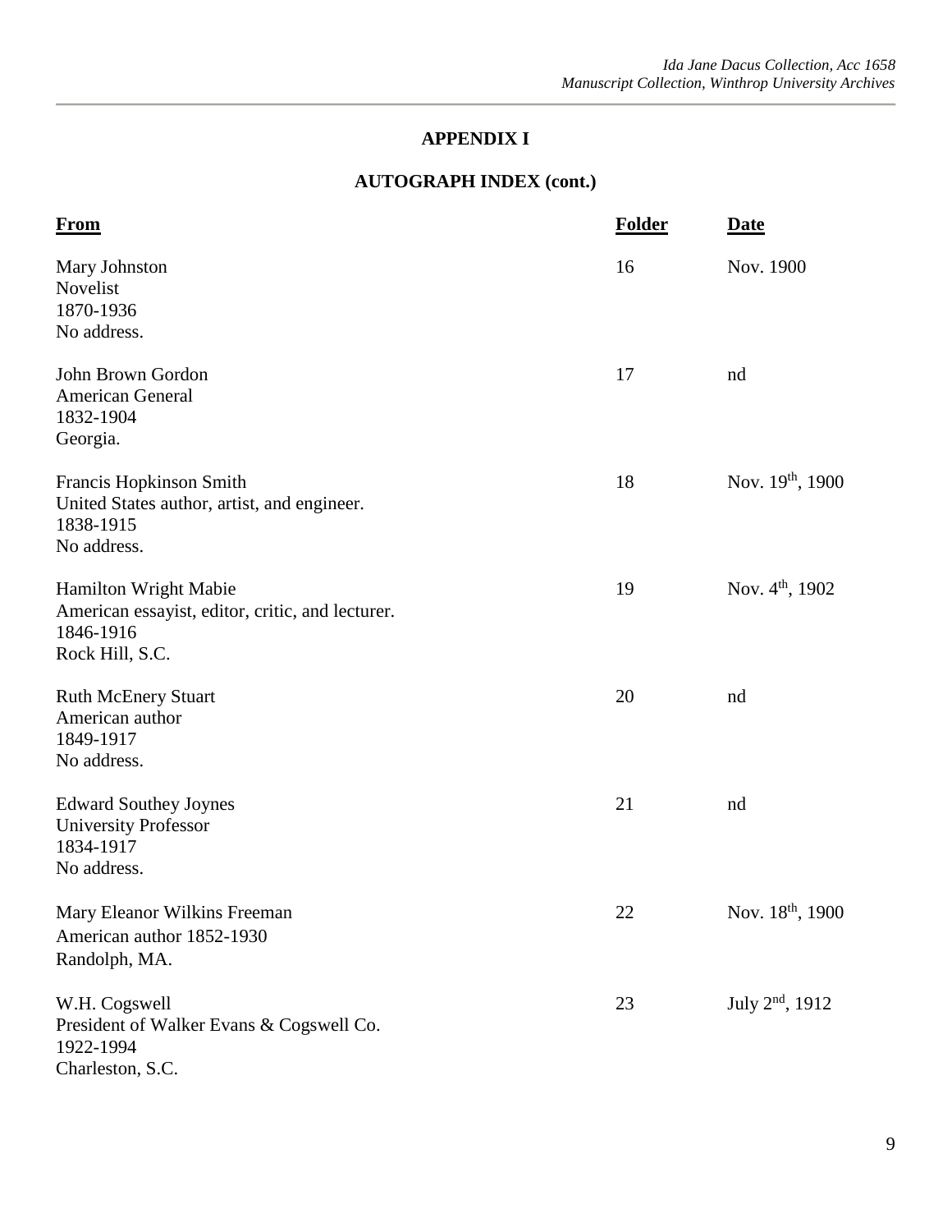## APPENDIX I

## AUTOGRAPH INDEX (cont.)

| From | Folder | Date |
|---|---|---|
| Mary Johnston<br>Novelist<br>1870-1936<br>No address. | 16 | Nov. 1900 |
| John Brown Gordon<br>American General<br>1832-1904<br>Georgia. | 17 | nd |
| Francis Hopkinson Smith<br>United States author, artist, and engineer.<br>1838-1915<br>No address. | 18 | Nov. 19th, 1900 |
| Hamilton Wright Mabie<br>American essayist, editor, critic, and lecturer.<br>1846-1916<br>Rock Hill, S.C. | 19 | Nov. 4th, 1902 |
| Ruth McEnery Stuart<br>American author<br>1849-1917<br>No address. | 20 | nd |
| Edward Southey Joynes<br>University Professor<br>1834-1917<br>No address. | 21 | nd |
| Mary Eleanor Wilkins Freeman<br>American author 1852-1930<br>Randolph, MA. | 22 | Nov. 18th, 1900 |
| W.H. Cogswell<br>President of Walker Evans & Cogswell Co.<br>1922-1994<br>Charleston, S.C. | 23 | July 2nd, 1912 |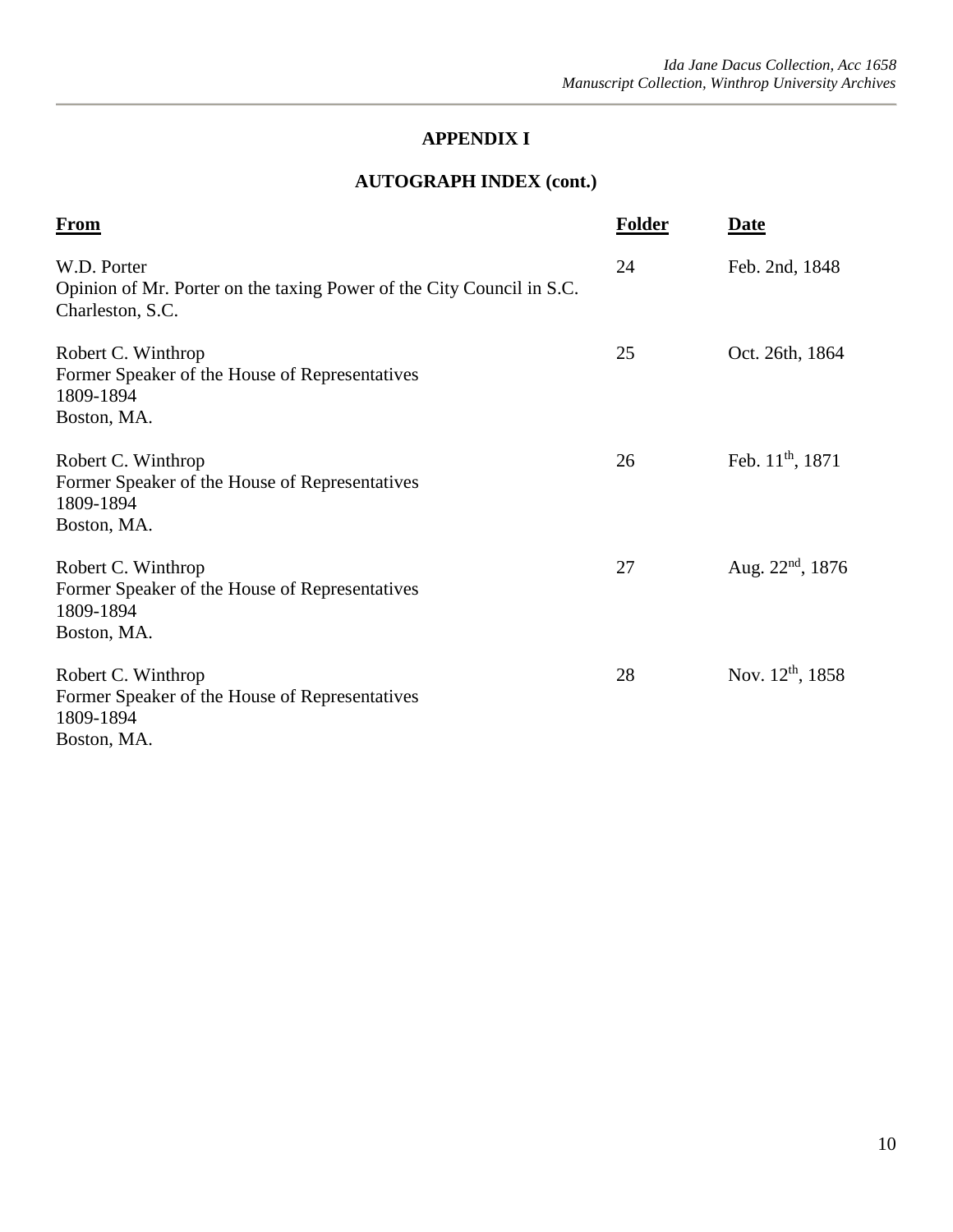## APPENDIX I

## AUTOGRAPH INDEX (cont.)

| From | Folder | Date |
|---|---|---|
| W.D. Porter<br>Opinion of Mr. Porter on the taxing Power of the City Council in S.C.<br>Charleston, S.C. | 24 | Feb. 2nd, 1848 |
| Robert C. Winthrop<br>Former Speaker of the House of Representatives<br>1809-1894<br>Boston, MA. | 25 | Oct. 26th, 1864 |
| Robert C. Winthrop<br>Former Speaker of the House of Representatives<br>1809-1894<br>Boston, MA. | 26 | Feb. 11th, 1871 |
| Robert C. Winthrop<br>Former Speaker of the House of Representatives<br>1809-1894<br>Boston, MA. | 27 | Aug. 22nd, 1876 |
| Robert C. Winthrop<br>Former Speaker of the House of Representatives<br>1809-1894<br>Boston, MA. | 28 | Nov. 12th, 1858 |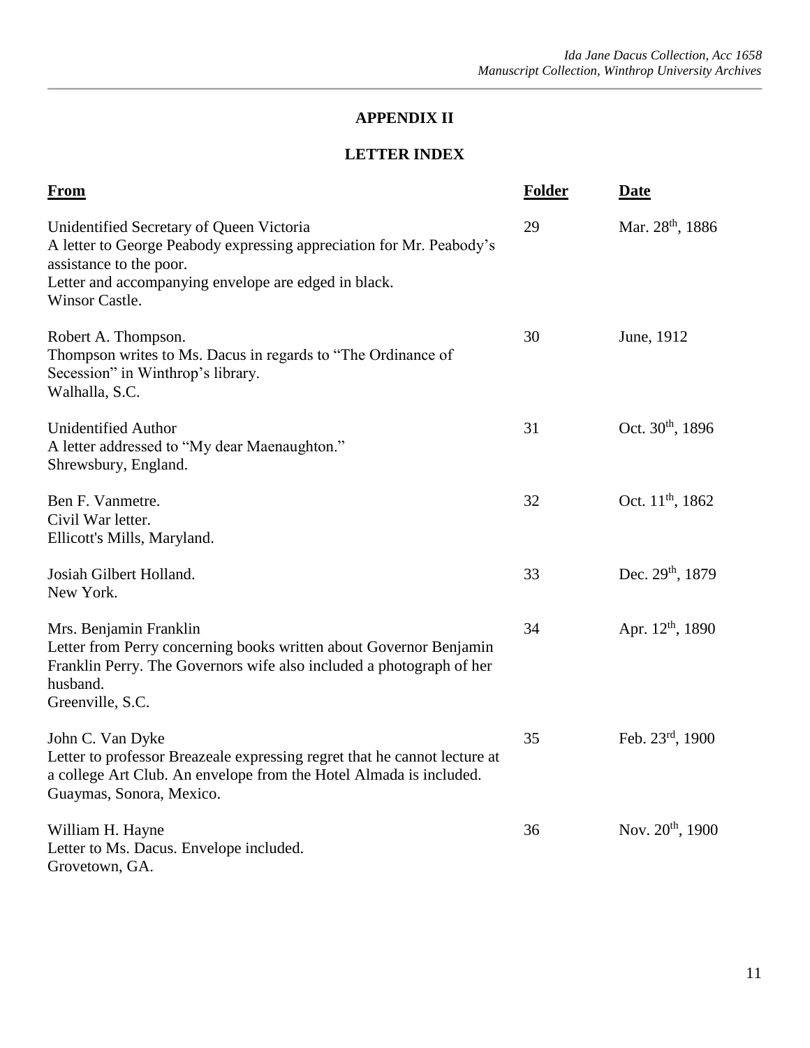## APPENDIX II

## LETTER INDEX

| From | Folder | Date |
|---|---|---|
| Unidentified Secretary of Queen Victoria<br>A letter to George Peabody expressing appreciation for Mr. Peabody's assistance to the poor.<br>Letter and accompanying envelope are edged in black.<br>Winsor Castle. | 29 | Mar. 28th, 1886 |
| Robert A. Thompson.<br>Thompson writes to Ms. Dacus in regards to "The Ordinance of Secession" in Winthrop's library.<br>Walhalla, S.C. | 30 | June, 1912 |
| Unidentified Author<br>A letter addressed to "My dear Maenaughton."<br>Shrewsbury, England. | 31 | Oct. 30th, 1896 |
| Ben F. Vanmetre.<br>Civil War letter.<br>Ellicott's Mills, Maryland. | 32 | Oct. 11th, 1862 |
| Josiah Gilbert Holland.<br>New York. | 33 | Dec. 29th, 1879 |
| Mrs. Benjamin Franklin<br>Letter from Perry concerning books written about Governor Benjamin Franklin Perry. The Governors wife also included a photograph of her husband.<br>Greenville, S.C. | 34 | Apr. 12th, 1890 |
| John C. Van Dyke<br>Letter to professor Breazeale expressing regret that he cannot lecture at a college Art Club. An envelope from the Hotel Almada is included.<br>Guaymas, Sonora, Mexico. | 35 | Feb. 23rd, 1900 |
| William H. Hayne<br>Letter to Ms. Dacus. Envelope included.<br>Grovetown, GA. | 36 | Nov. 20th, 1900 |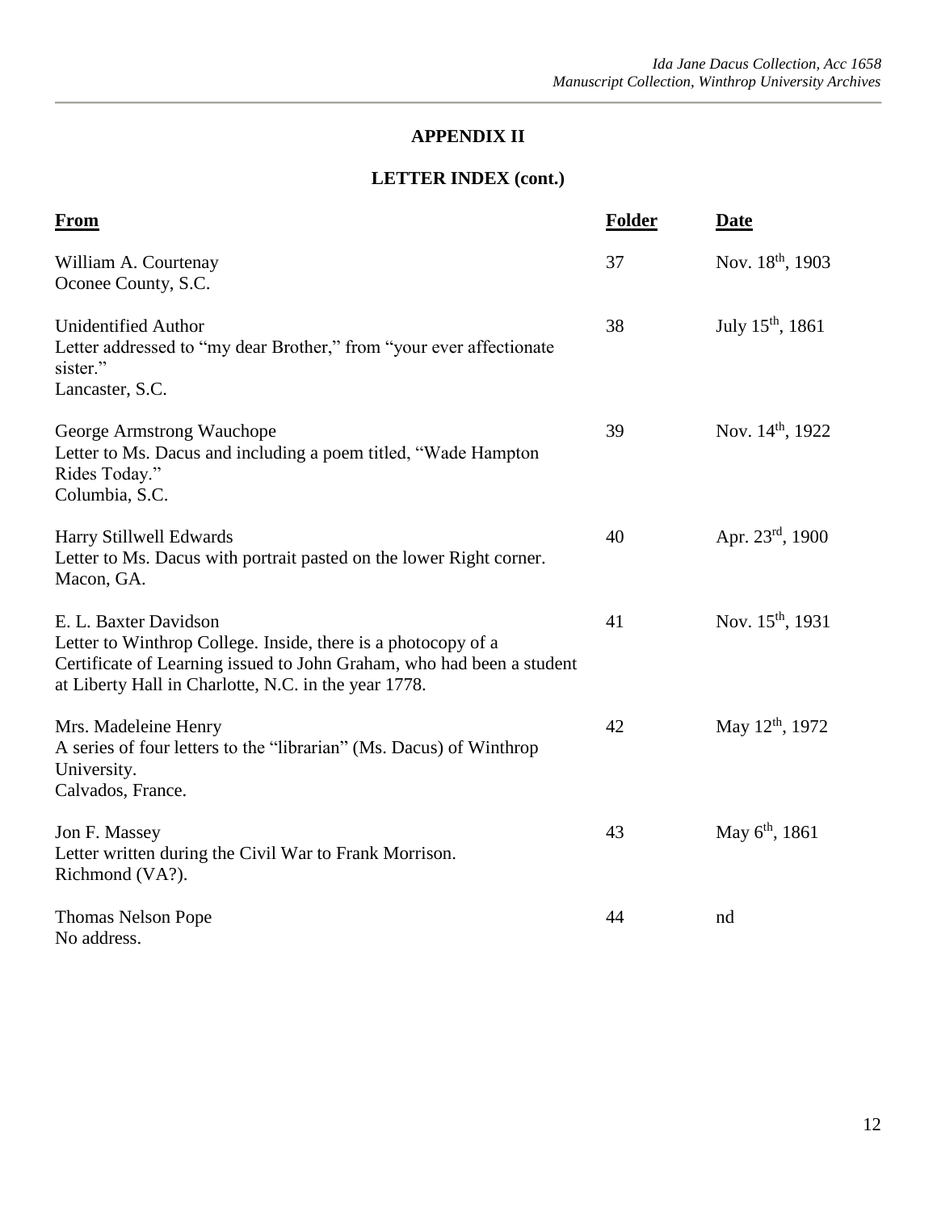## APPENDIX II

## LETTER INDEX (cont.)

| From | Folder | Date |
|---|---|---|
| William A. Courtenay<br>Oconee County, S.C. | 37 | Nov. 18th, 1903 |
| Unidentified Author<br>Letter addressed to "my dear Brother," from "your ever affectionate sister."<br>Lancaster, S.C. | 38 | July 15th, 1861 |
| George Armstrong Wauchope<br>Letter to Ms. Dacus and including a poem titled, "Wade Hampton Rides Today."<br>Columbia, S.C. | 39 | Nov. 14th, 1922 |
| Harry Stillwell Edwards<br>Letter to Ms. Dacus with portrait pasted on the lower Right corner.<br>Macon, GA. | 40 | Apr. 23rd, 1900 |
| E. L. Baxter Davidson<br>Letter to Winthrop College. Inside, there is a photocopy of a Certificate of Learning issued to John Graham, who had been a student at Liberty Hall in Charlotte, N.C. in the year 1778. | 41 | Nov. 15th, 1931 |
| Mrs. Madeleine Henry<br>A series of four letters to the "librarian" (Ms. Dacus) of Winthrop University.<br>Calvados, France. | 42 | May 12th, 1972 |
| Jon F. Massey<br>Letter written during the Civil War to Frank Morrison.<br>Richmond (VA?). | 43 | May 6th, 1861 |
| Thomas Nelson Pope<br>No address. | 44 | nd |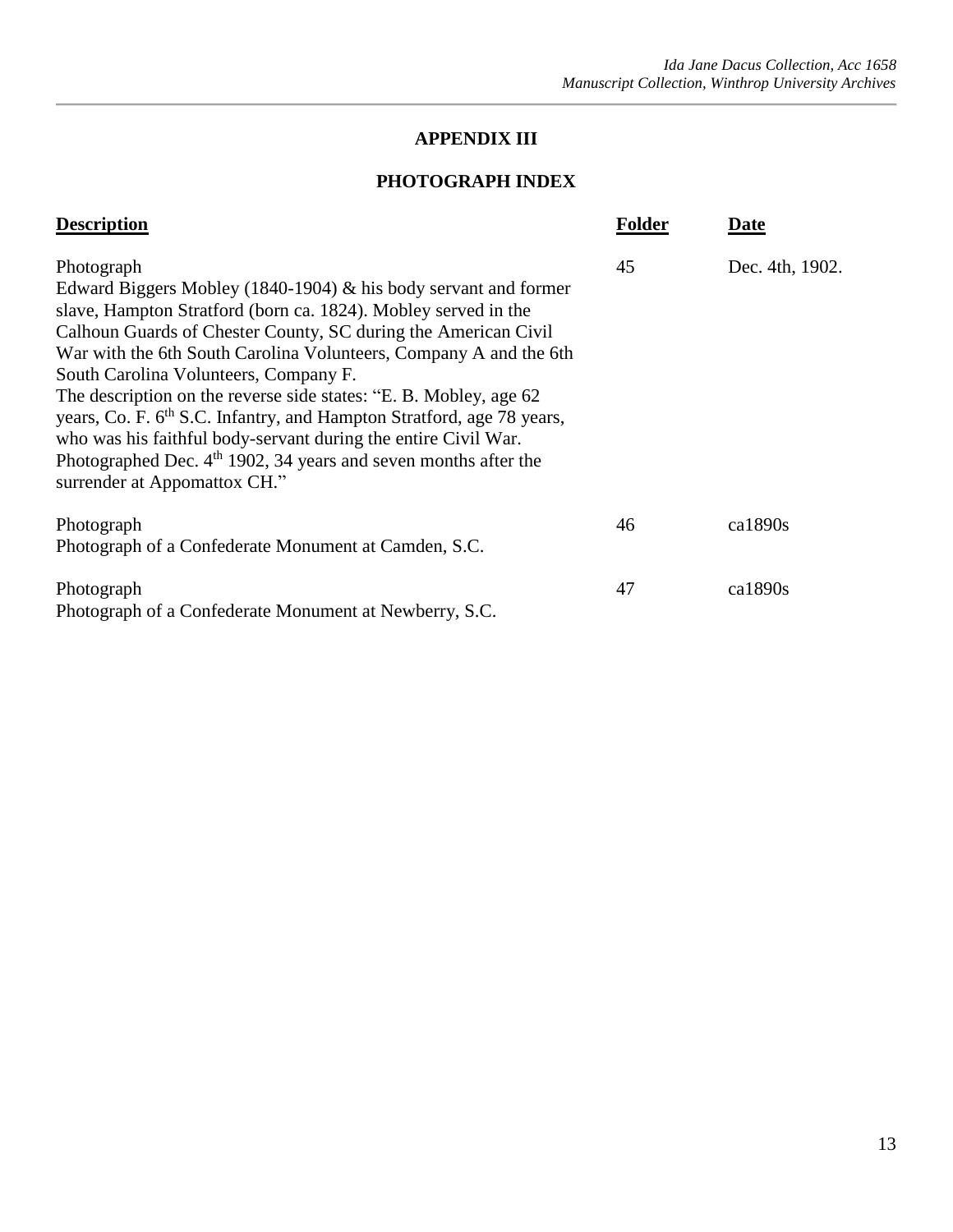## APPENDIX III

## PHOTOGRAPH INDEX

| Description | Folder | Date |
|---|---|---|
| Photograph<br>Edward Biggers Mobley (1840-1904) & his body servant and former slave, Hampton Stratford (born ca. 1824). Mobley served in the Calhoun Guards of Chester County, SC during the American Civil War with the 6th South Carolina Volunteers, Company A and the 6th South Carolina Volunteers, Company F.<br>The description on the reverse side states: "E. B. Mobley, age 62 years, Co. F. 6th S.C. Infantry, and Hampton Stratford, age 78 years, who was his faithful body-servant during the entire Civil War. Photographed Dec. 4th 1902, 34 years and seven months after the surrender at Appomattox CH." | 45 | Dec. 4th, 1902. |
| Photograph<br>Photograph of a Confederate Monument at Camden, S.C. | 46 | ca1890s |
| Photograph<br>Photograph of a Confederate Monument at Newberry, S.C. | 47 | ca1890s |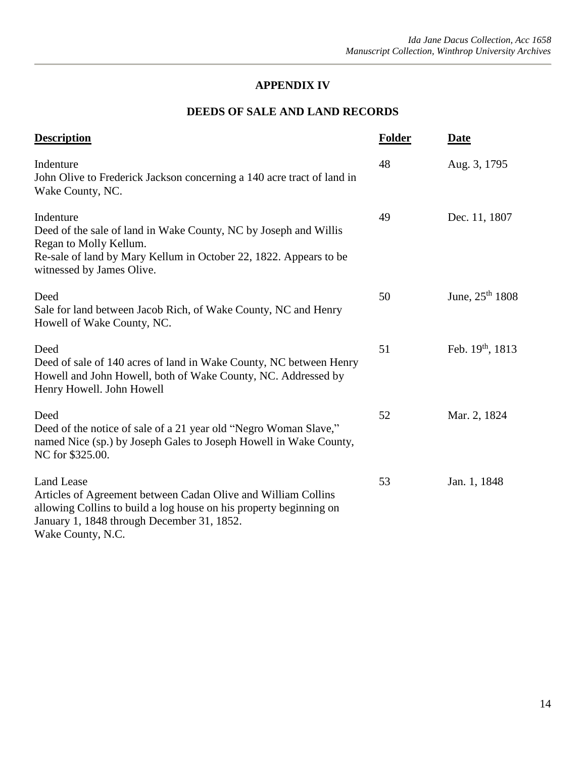## APPENDIX IV

## DEEDS OF SALE AND LAND RECORDS

| Description | Folder | Date |
|---|---|---|
| Indenture<br>John Olive to Frederick Jackson concerning a 140 acre tract of land in Wake County, NC. | 48 | Aug. 3, 1795 |
| Indenture<br>Deed of the sale of land in Wake County, NC by Joseph and Willis Regan to Molly Kellum.<br>Re-sale of land by Mary Kellum in October 22, 1822. Appears to be witnessed by James Olive. | 49 | Dec. 11, 1807 |
| Deed<br>Sale for land between Jacob Rich, of Wake County, NC and Henry Howell of Wake County, NC. | 50 | June, 25th 1808 |
| Deed<br>Deed of sale of 140 acres of land in Wake County, NC between Henry Howell and John Howell, both of Wake County, NC. Addressed by Henry Howell. John Howell | 51 | Feb. 19th, 1813 |
| Deed<br>Deed of the notice of sale of a 21 year old "Negro Woman Slave," named Nice (sp.) by Joseph Gales to Joseph Howell in Wake County, NC for $325.00. | 52 | Mar. 2, 1824 |
| Land Lease<br>Articles of Agreement between Cadan Olive and William Collins allowing Collins to build a log house on his property beginning on January 1, 1848 through December 31, 1852.<br>Wake County, N.C. | 53 | Jan. 1, 1848 |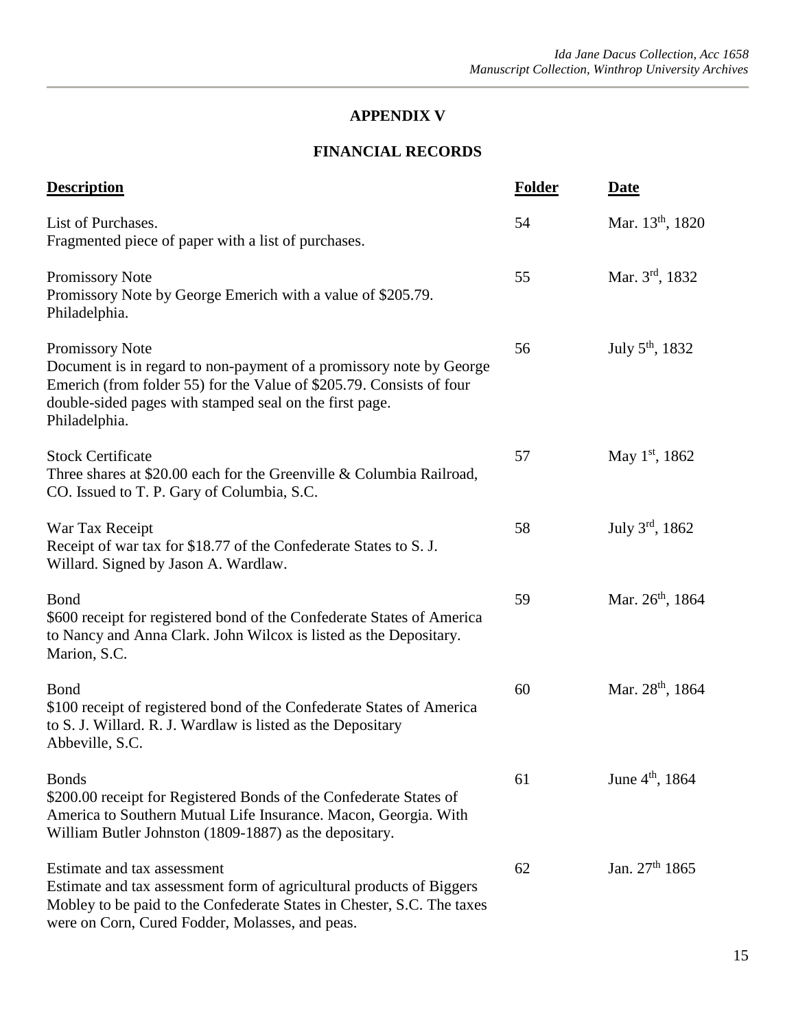## APPENDIX V

## FINANCIAL RECORDS

| Description | Folder | Date |
|---|---|---|
| List of Purchases.<br>Fragmented piece of paper with a list of purchases. | 54 | Mar. 13th, 1820 |
| Promissory Note<br>Promissory Note by George Emerich with a value of $205.79.<br>Philadelphia. | 55 | Mar. 3rd, 1832 |
| Promissory Note<br>Document is in regard to non-payment of a promissory note by George Emerich (from folder 55) for the Value of $205.79. Consists of four double-sided pages with stamped seal on the first page.<br>Philadelphia. | 56 | July 5th, 1832 |
| Stock Certificate<br>Three shares at $20.00 each for the Greenville & Columbia Railroad, CO. Issued to T. P. Gary of Columbia, S.C. | 57 | May 1st, 1862 |
| War Tax Receipt<br>Receipt of war tax for $18.77 of the Confederate States to S. J. Willard. Signed by Jason A. Wardlaw. | 58 | July 3rd, 1862 |
| Bond<br>$600 receipt for registered bond of the Confederate States of America to Nancy and Anna Clark. John Wilcox is listed as the Depositary.<br>Marion, S.C. | 59 | Mar. 26th, 1864 |
| Bond<br>$100 receipt of registered bond of the Confederate States of America to S. J. Willard. R. J. Wardlaw is listed as the Depositary<br>Abbeville, S.C. | 60 | Mar. 28th, 1864 |
| Bonds<br>$200.00 receipt for Registered Bonds of the Confederate States of America to Southern Mutual Life Insurance. Macon, Georgia. With William Butler Johnston (1809-1887) as the depositary. | 61 | June 4th, 1864 |
| Estimate and tax assessment<br>Estimate and tax assessment form of agricultural products of Biggers Mobley to be paid to the Confederate States in Chester, S.C. The taxes were on Corn, Cured Fodder, Molasses, and peas. | 62 | Jan. 27th 1865 |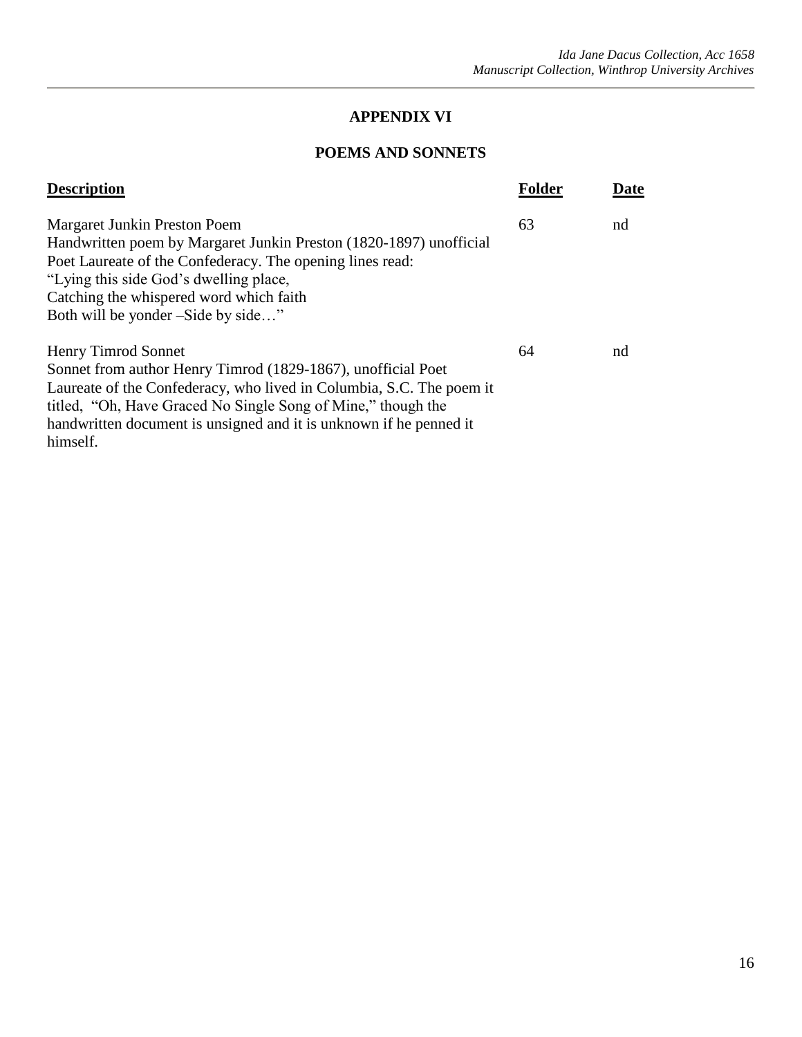## APPENDIX VI

## POEMS AND SONNETS

| Description | Folder | Date |
|---|---|---|
| Margaret Junkin Preston Poem<br>Handwritten poem by Margaret Junkin Preston (1820-1897) unofficial Poet Laureate of the Confederacy. The opening lines read:<br>"Lying this side God's dwelling place,<br>Catching the whispered word which faith<br>Both will be yonder –Side by side…" | 63 | nd |
| Henry Timrod Sonnet<br>Sonnet from author Henry Timrod (1829-1867), unofficial Poet Laureate of the Confederacy, who lived in Columbia, S.C. The poem it titled, "Oh, Have Graced No Single Song of Mine," though the handwritten document is unsigned and it is unknown if he penned it himself. | 64 | nd |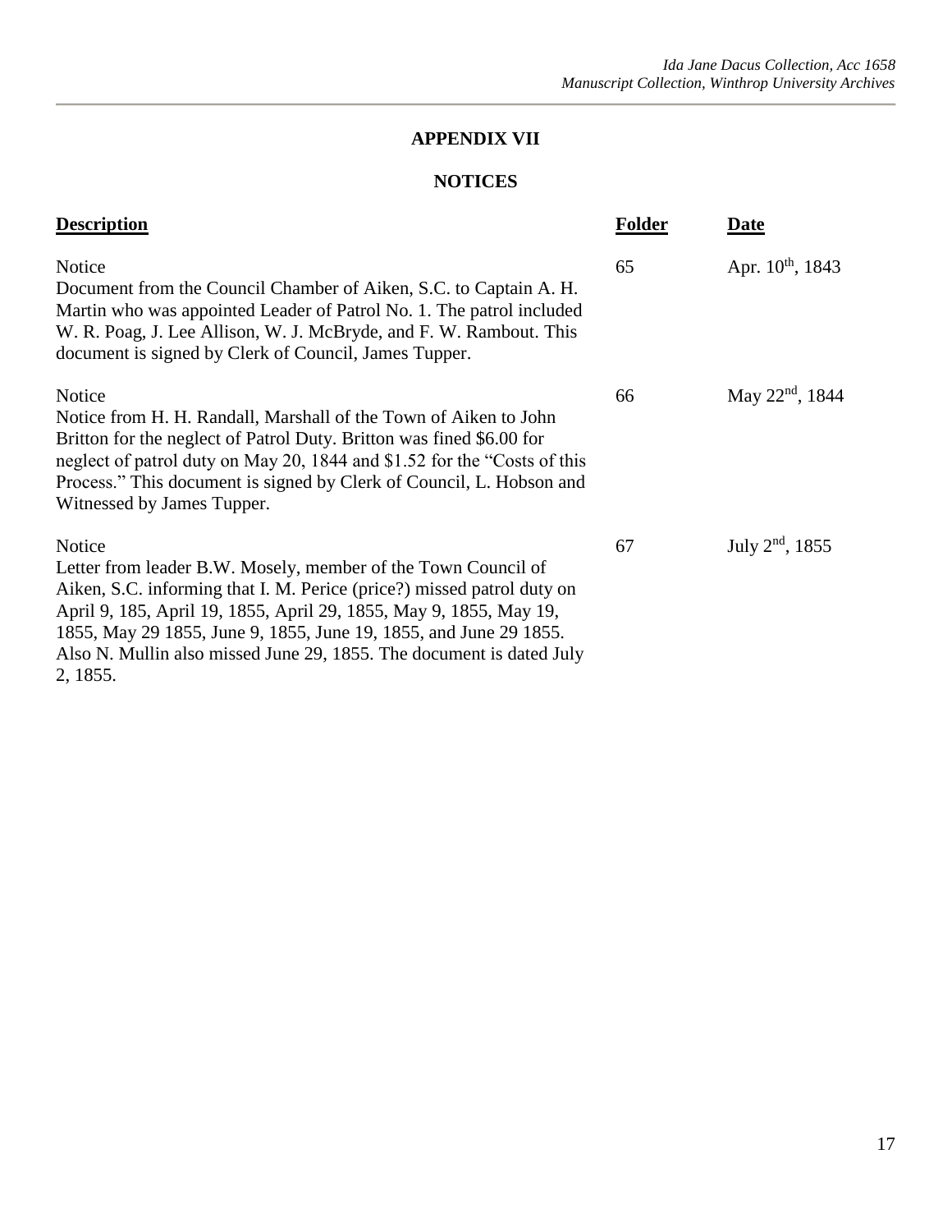## APPENDIX VII

### NOTICES

| Description | Folder | Date |
|---|---|---|
| Notice<br>Document from the Council Chamber of Aiken, S.C. to Captain A. H. Martin who was appointed Leader of Patrol No. 1. The patrol included W. R. Poag, J. Lee Allison, W. J. McBryde, and F. W. Rambout. This document is signed by Clerk of Council, James Tupper. | 65 | Apr. 10th, 1843 |
| Notice<br>Notice from H. H. Randall, Marshall of the Town of Aiken to John Britton for the neglect of Patrol Duty. Britton was fined $6.00 for neglect of patrol duty on May 20, 1844 and $1.52 for the "Costs of this Process." This document is signed by Clerk of Council, L. Hobson and Witnessed by James Tupper. | 66 | May 22nd, 1844 |
| Notice<br>Letter from leader B.W. Mosely, member of the Town Council of Aiken, S.C. informing that I. M. Perice (price?) missed patrol duty on April 9, 185, April 19, 1855, April 29, 1855, May 9, 1855, May 19, 1855, May 29 1855, June 9, 1855, June 19, 1855, and June 29 1855. Also N. Mullin also missed June 29, 1855. The document is dated July 2, 1855. | 67 | July 2nd, 1855 |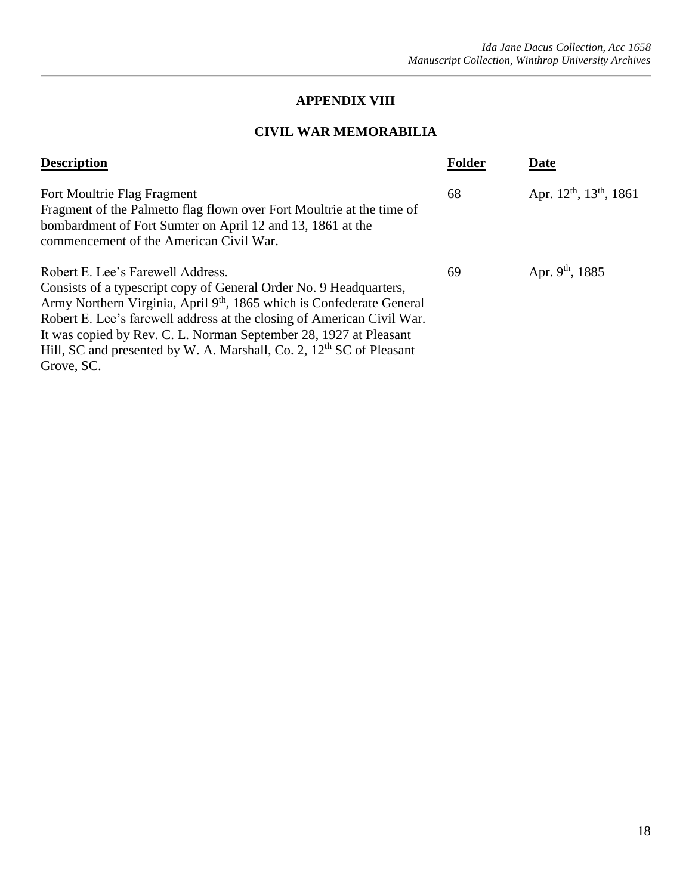## APPENDIX VIII

## CIVIL WAR MEMORABILIA

| Description | Folder | Date |
|---|---|---|
| Fort Moultrie Flag Fragment<br>Fragment of the Palmetto flag flown over Fort Moultrie at the time of bombardment of Fort Sumter on April 12 and 13, 1861 at the commencement of the American Civil War. | 68 | Apr. 12th, 13th, 1861 |
| Robert E. Lee's Farewell Address.<br>Consists of a typescript copy of General Order No. 9 Headquarters, Army Northern Virginia, April 9th, 1865 which is Confederate General Robert E. Lee's farewell address at the closing of American Civil War. It was copied by Rev. C. L. Norman September 28, 1927 at Pleasant Hill, SC and presented by W. A. Marshall, Co. 2, 12th SC of Pleasant Grove, SC. | 69 | Apr. 9th, 1885 |